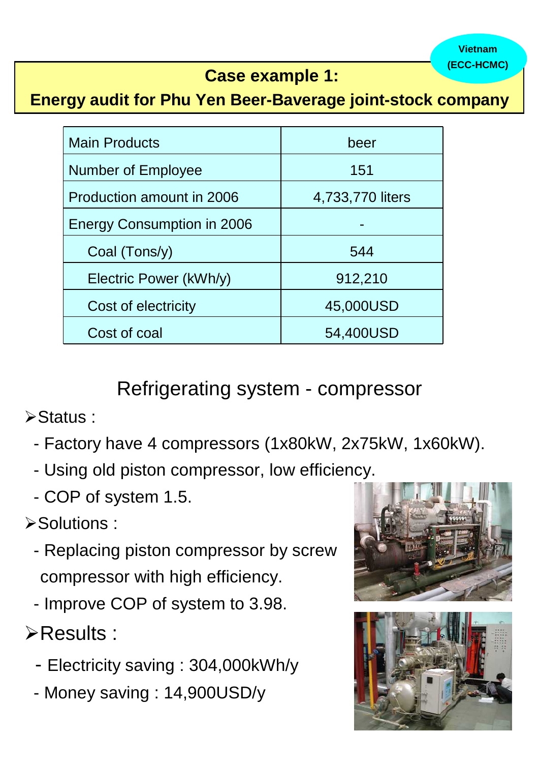Vietnam (ECC-HCMC)

# Case example 1:
# Energy audit for Phu Yen Beer-Baverage joint-stock company

| Main Products | beer |
|---|---|
| Number of Employee | 151 |
| Production amount in 2006 | 4,733,770 liters |
| Energy Consumption in 2006 | - |
| Coal (Tons/y) | 544 |
| Electric Power (kWh/y) | 912,210 |
| Cost of electricity | 45,000USD |
| Cost of coal | 54,400USD |

## Refrigerating system - compressor

- Status :
  - Factory have 4 compressors (1x80kW, 2x75kW, 1x60kW).
  - Using old piston compressor, low efficiency.
  - COP of system 1.5.
- Solutions :
  - Replacing piston compressor by screw compressor with high efficiency.
  - Improve COP of system to 3.98.
- Results :
  - Electricity saving : 304,000kWh/y
  - Money saving : 14,900USD/y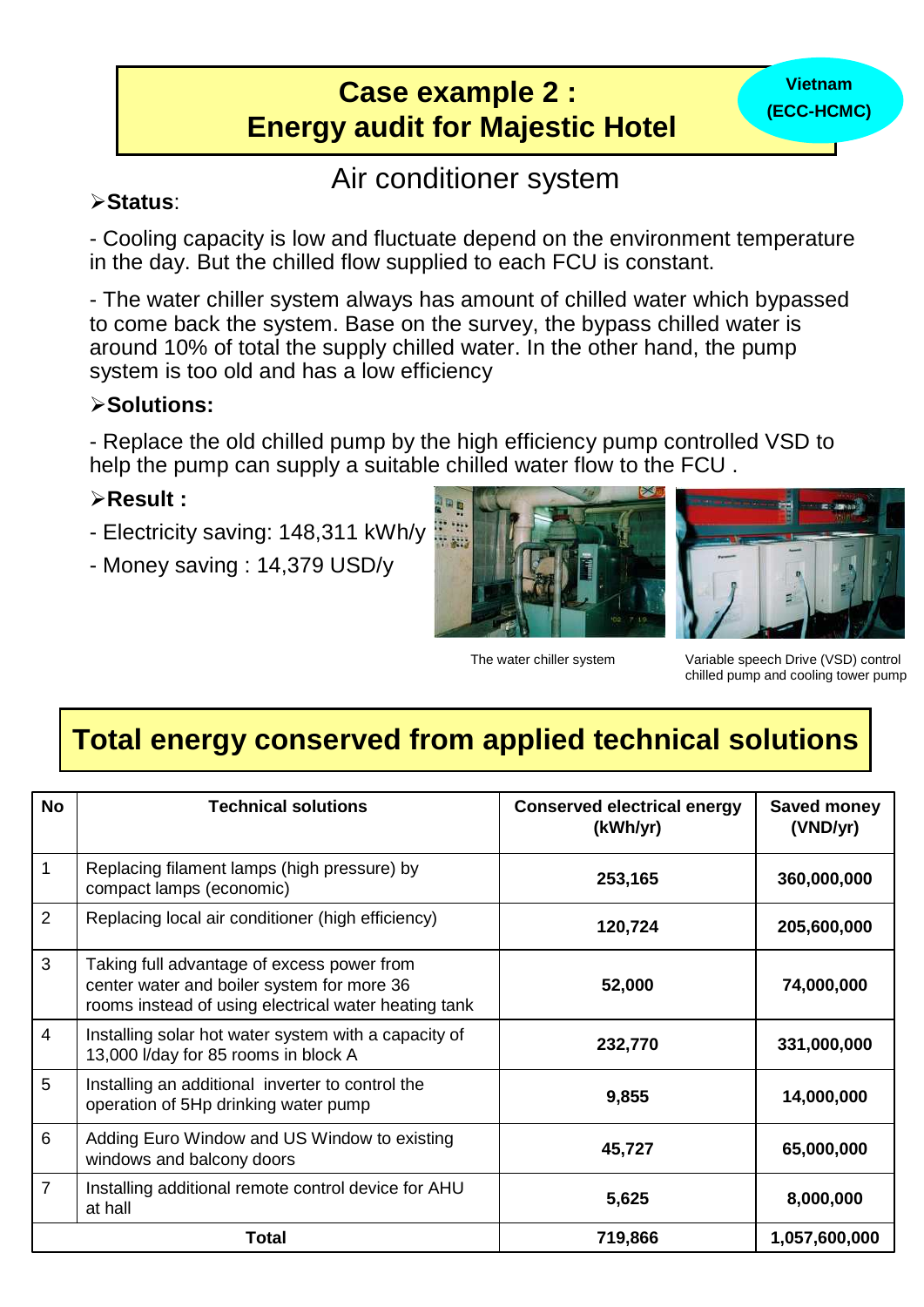# Case example 2 : Energy audit for Majestic Hotel

Vietnam (ECC-HCMC)

## Air conditioner system

➢**Status**:

- Cooling capacity is low and fluctuate depend on the environment temperature in the day. But the chilled flow supplied to each FCU is constant.

- The water chiller system always has amount of chilled water which bypassed to come back the system. Base on the survey, the bypass chilled water is around 10% of total the supply chilled water. In the other hand, the pump system is too old and has a low efficiency

➢**Solutions:**

- Replace the old chilled pump by the high efficiency pump controlled VSD to help the pump can supply a suitable chilled water flow to the FCU .

➢**Result :**

- Electricity saving: 148,311 kWh/y
- Money saving : 14,379 USD/y

The water chiller system

Variable speech Drive (VSD) control chilled pump and cooling tower pump

## Total energy conserved from applied technical solutions

| No | Technical solutions | Conserved electrical energy (kWh/yr) | Saved money (VND/yr) |
|---|---|---|---|
| 1 | Replacing filament lamps (high pressure) by compact lamps (economic) | 253,165 | 360,000,000 |
| 2 | Replacing local air conditioner (high efficiency) | 120,724 | 205,600,000 |
| 3 | Taking full advantage of excess power from center water and boiler system for more 36 rooms instead of using electrical water heating tank | 52,000 | 74,000,000 |
| 4 | Installing solar hot water system with a capacity of 13,000 l/day for 85 rooms in block A | 232,770 | 331,000,000 |
| 5 | Installing an additional inverter to control the operation of 5Hp drinking water pump | 9,855 | 14,000,000 |
| 6 | Adding Euro Window and US Window to existing windows and balcony doors | 45,727 | 65,000,000 |
| 7 | Installing additional remote control device for AHU at hall | 5,625 | 8,000,000 |
| | **Total** | **719,866** | **1,057,600,000** |